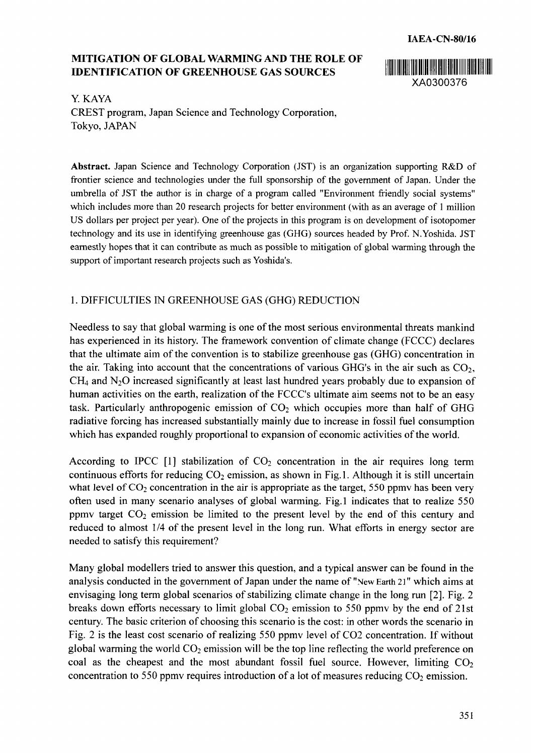IAEA-CN-80/16

# MITIGATION OF GLOBAL WARMING AND THE ROLE OF IDENTIFICATION OF GREENHOUSE GAS SOURCES

XA0300376

Y. KAYA
CREST program, Japan Science and Technology Corporation,
Tokyo, JAPAN

**Abstract.** Japan Science and Technology Corporation (JST) is an organization supporting R&D of frontier science and technologies under the full sponsorship of the government of Japan. Under the umbrella of JST the author is in charge of a program called "Environment friendly social systems" which includes more than 20 research projects for better environment (with as an average of 1 million US dollars per project per year). One of the projects in this program is on development of isotopomer technology and its use in identifying greenhouse gas (GHG) sources headed by Prof. N.Yoshida. JST earnestly hopes that it can contribute as much as possible to mitigation of global warming through the support of important research projects such as Yoshida's.

## 1. DIFFICULTIES IN GREENHOUSE GAS (GHG) REDUCTION

Needless to say that global warming is one of the most serious environmental threats mankind has experienced in its history. The framework convention of climate change (FCCC) declares that the ultimate aim of the convention is to stabilize greenhouse gas (GHG) concentration in the air. Taking into account that the concentrations of various GHG's in the air such as $CO_2$, $CH_4$ and $N_2O$ increased significantly at least last hundred years probably due to expansion of human activities on the earth, realization of the FCCC's ultimate aim seems not to be an easy task. Particularly anthropogenic emission of $CO_2$ which occupies more than half of GHG radiative forcing has increased substantially mainly due to increase in fossil fuel consumption which has expanded roughly proportional to expansion of economic activities of the world.

According to IPCC [1] stabilization of $CO_2$ concentration in the air requires long term continuous efforts for reducing $CO_2$ emission, as shown in Fig.1. Although it is still uncertain what level of $CO_2$ concentration in the air is appropriate as the target, 550 ppmv has been very often used in many scenario analyses of global warming. Fig.1 indicates that to realize 550 ppmv target $CO_2$ emission be limited to the present level by the end of this century and reduced to almost 1/4 of the present level in the long run. What efforts in energy sector are needed to satisfy this requirement?

Many global modellers tried to answer this question, and a typical answer can be found in the analysis conducted in the government of Japan under the name of "New Earth 21" which aims at envisaging long term global scenarios of stabilizing climate change in the long run [2]. Fig. 2 breaks down efforts necessary to limit global $CO_2$ emission to 550 ppmv by the end of 21st century. The basic criterion of choosing this scenario is the cost: in other words the scenario in Fig. 2 is the least cost scenario of realizing 550 ppmv level of CO2 concentration. If without global warming the world $CO_2$ emission will be the top line reflecting the world preference on coal as the cheapest and the most abundant fossil fuel source. However, limiting $CO_2$ concentration to 550 ppmv requires introduction of a lot of measures reducing $CO_2$ emission.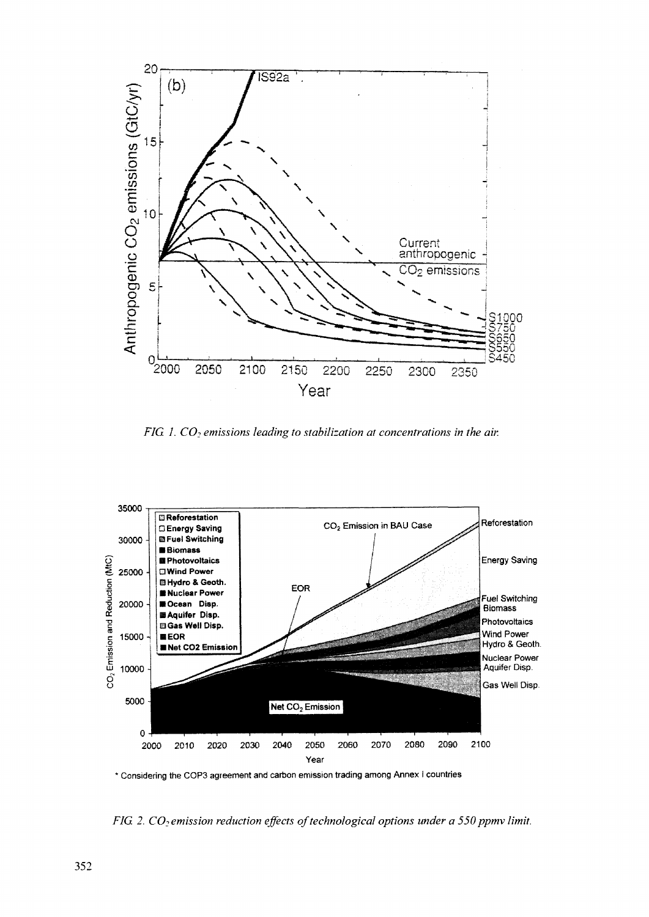*FIG. 1. $CO_2$ emissions leading to stabilization at concentrations in the air.*

\* Considering the COP3 agreement and carbon emission trading among Annex I countries

*FIG. 2. $CO_2$ emission reduction effects of technological options under a 550 ppmv limit.*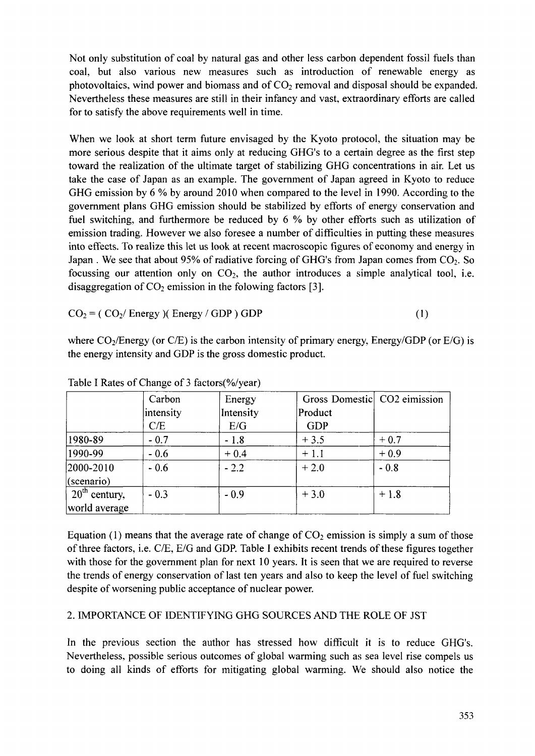Not only substitution of coal by natural gas and other less carbon dependent fossil fuels than coal, but also various new measures such as introduction of renewable energy as photovoltaics, wind power and biomass and of $CO_2$ removal and disposal should be expanded. Nevertheless these measures are still in their infancy and vast, extraordinary efforts are called for to satisfy the above requirements well in time.

When we look at short term future envisaged by the Kyoto protocol, the situation may be more serious despite that it aims only at reducing GHG's to a certain degree as the first step toward the realization of the ultimate target of stabilizing GHG concentrations in air. Let us take the case of Japan as an example. The government of Japan agreed in Kyoto to reduce GHG emission by 6 % by around 2010 when compared to the level in 1990. According to the government plans GHG emission should be stabilized by efforts of energy conservation and fuel switching, and furthermore be reduced by 6 % by other efforts such as utilization of emission trading. However we also foresee a number of difficulties in putting these measures into effects. To realize this let us look at recent macroscopic figures of economy and energy in Japan . We see that about 95% of radiative forcing of GHG's from Japan comes from $CO_2$. So focussing our attention only on $CO_2$, the author introduces a simple analytical tool, i.e. disaggregation of $CO_2$ emission in the folowing factors [3].

$$CO_2 = ( CO_2/ \text{Energy} )( \text{Energy} / \text{GDP} ) \text{GDP} \tag{1}$$

where $CO_2$/Energy (or C/E) is the carbon intensity of primary energy, Energy/GDP (or E/G) is the energy intensity and GDP is the gross domestic product.

Table I Rates of Change of 3 factors(%/year)

| | Carbon intensity C/E | Energy Intensity E/G | Gross Domestic Product GDP | CO2 eimission |
|---|---|---|---|---|
| 1980-89 | - 0.7 | - 1.8 | + 3.5 | + 0.7 |
| 1990-99 | - 0.6 | + 0.4 | + 1.1 | + 0.9 |
| 2000-2010 (scenario) | - 0.6 | - 2.2 | + 2.0 | - 0.8 |
| 20th century, world average | - 0.3 | - 0.9 | + 3.0 | + 1.8 |

Equation (1) means that the average rate of change of $CO_2$ emission is simply a sum of those of three factors, i.e. C/E, E/G and GDP. Table I exhibits recent trends of these figures together with those for the government plan for next 10 years. It is seen that we are required to reverse the trends of energy conservation of last ten years and also to keep the level of fuel switching despite of worsening public acceptance of nuclear power.

## 2. IMPORTANCE OF IDENTIFYING GHG SOURCES AND THE ROLE OF JST

In the previous section the author has stressed how difficult it is to reduce GHG's. Nevertheless, possible serious outcomes of global warming such as sea level rise compels us to doing all kinds of efforts for mitigating global warming. We should also notice the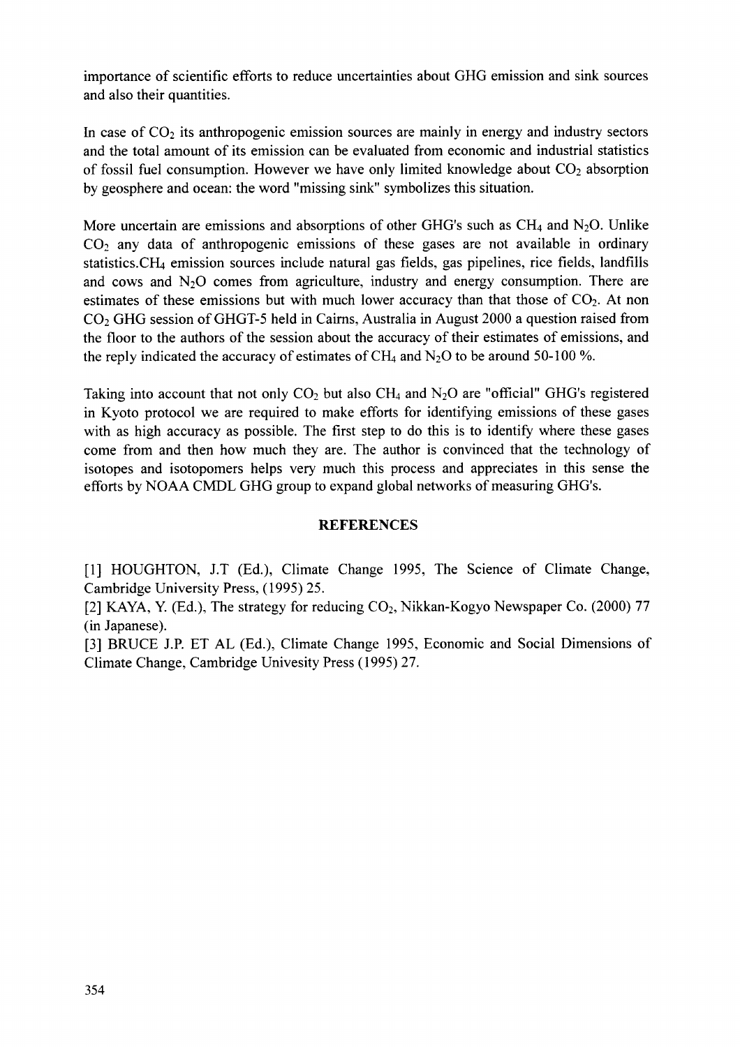importance of scientific efforts to reduce uncertainties about GHG emission and sink sources and also their quantities.

In case of $CO_2$ its anthropogenic emission sources are mainly in energy and industry sectors and the total amount of its emission can be evaluated from economic and industrial statistics of fossil fuel consumption. However we have only limited knowledge about $CO_2$ absorption by geosphere and ocean: the word "missing sink" symbolizes this situation.

More uncertain are emissions and absorptions of other GHG's such as $CH_4$ and $N_2O$. Unlike $CO_2$ any data of anthropogenic emissions of these gases are not available in ordinary statistics.$CH_4$ emission sources include natural gas fields, gas pipelines, rice fields, landfills and cows and $N_2O$ comes from agriculture, industry and energy consumption. There are estimates of these emissions but with much lower accuracy than that those of $CO_2$. At non $CO_2$ GHG session of GHGT-5 held in Cairns, Australia in August 2000 a question raised from the floor to the authors of the session about the accuracy of their estimates of emissions, and the reply indicated the accuracy of estimates of $CH_4$ and $N_2O$ to be around 50-100 %.

Taking into account that not only $CO_2$ but also $CH_4$ and $N_2O$ are "official" GHG's registered in Kyoto protocol we are required to make efforts for identifying emissions of these gases with as high accuracy as possible. The first step to do this is to identify where these gases come from and then how much they are. The author is convinced that the technology of isotopes and isotopomers helps very much this process and appreciates in this sense the efforts by NOAA CMDL GHG group to expand global networks of measuring GHG's.

## REFERENCES

[1] HOUGHTON, J.T (Ed.), Climate Change 1995, The Science of Climate Change, Cambridge University Press, (1995) 25.

[2] KAYA, Y. (Ed.), The strategy for reducing $CO_2$, Nikkan-Kogyo Newspaper Co. (2000) 77 (in Japanese).

[3] BRUCE J.P. ET AL (Ed.), Climate Change 1995, Economic and Social Dimensions of Climate Change, Cambridge Univesity Press (1995) 27.